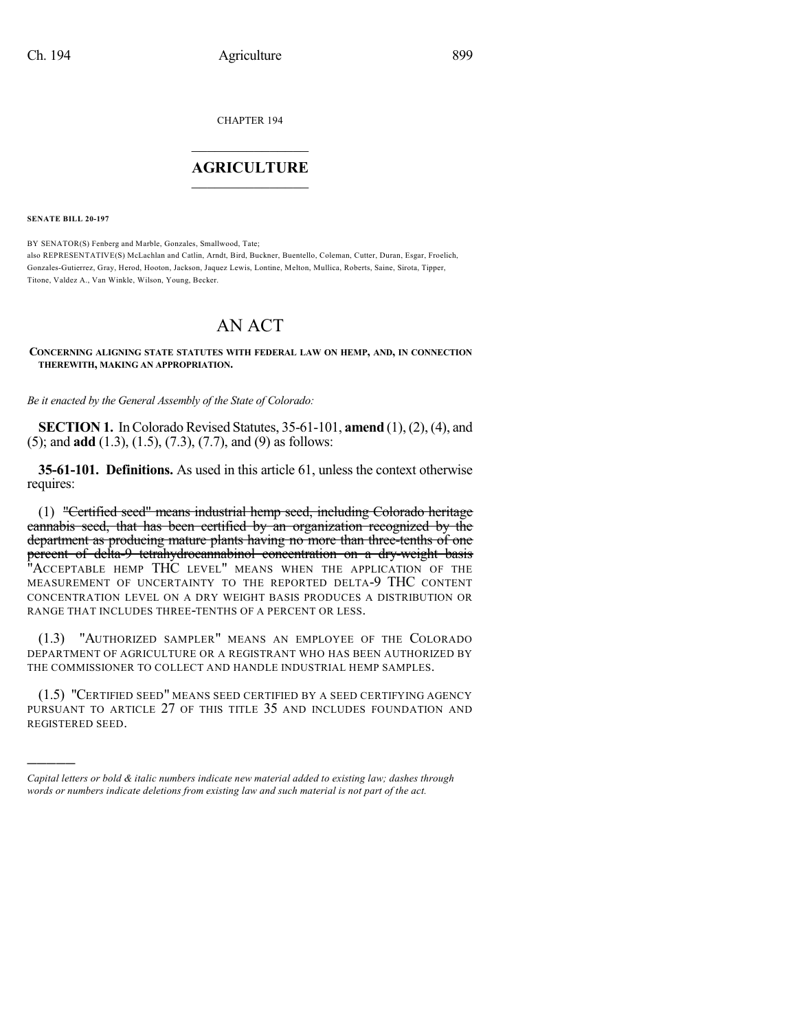CHAPTER 194

# AGRICULTURE

**SENATE BILL 20-197**

BY SENATOR(S) Fenberg and Marble, Gonzales, Smallwood, Tate;
also REPRESENTATIVE(S) McLachlan and Catlin, Arndt, Bird, Buckner, Buentello, Coleman, Cutter, Duran, Esgar, Froelich, Gonzales-Gutierrez, Gray, Herod, Hooton, Jackson, Jaquez Lewis, Lontine, Melton, Mullica, Roberts, Saine, Sirota, Tipper, Titone, Valdez A., Van Winkle, Wilson, Young, Becker.

# AN ACT

**CONCERNING ALIGNING STATE STATUTES WITH FEDERAL LAW ON HEMP, AND, IN CONNECTION THEREWITH, MAKING AN APPROPRIATION.**

*Be it enacted by the General Assembly of the State of Colorado:*

**SECTION 1.** In Colorado Revised Statutes, 35-61-101, **amend** (1), (2), (4), and (5); and **add** (1.3), (1.5), (7.3), (7.7), and (9) as follows:

**35-61-101. Definitions.** As used in this article 61, unless the context otherwise requires:

(1) ~~"Certified seed" means industrial hemp seed, including Colorado heritage cannabis seed, that has been certified by an organization recognized by the department as producing mature plants having no more than three-tenths of one percent of delta-9 tetrahydrocannabinol concentration on a dry-weight basis~~ "ACCEPTABLE HEMP THC LEVEL" MEANS WHEN THE APPLICATION OF THE MEASUREMENT OF UNCERTAINTY TO THE REPORTED DELTA-9 THC CONTENT CONCENTRATION LEVEL ON A DRY WEIGHT BASIS PRODUCES A DISTRIBUTION OR RANGE THAT INCLUDES THREE-TENTHS OF A PERCENT OR LESS.

(1.3) "AUTHORIZED SAMPLER" MEANS AN EMPLOYEE OF THE COLORADO DEPARTMENT OF AGRICULTURE OR A REGISTRANT WHO HAS BEEN AUTHORIZED BY THE COMMISSIONER TO COLLECT AND HANDLE INDUSTRIAL HEMP SAMPLES.

(1.5) "CERTIFIED SEED" MEANS SEED CERTIFIED BY A SEED CERTIFYING AGENCY PURSUANT TO ARTICLE 27 OF THIS TITLE 35 AND INCLUDES FOUNDATION AND REGISTERED SEED.

---

*Capital letters or bold & italic numbers indicate new material added to existing law; dashes through words or numbers indicate deletions from existing law and such material is not part of the act.*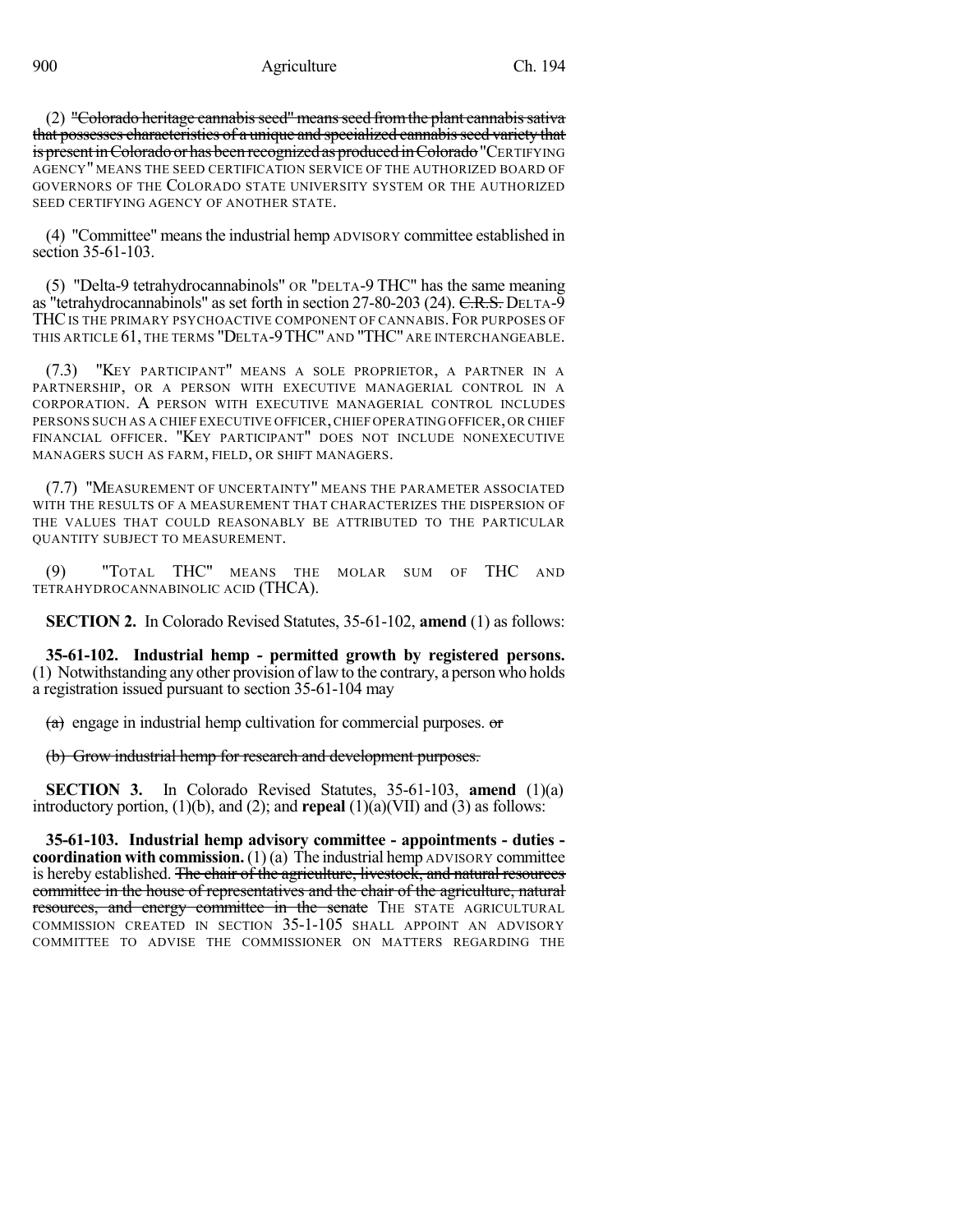(2) ~~"Colorado heritage cannabis seed" means seed from the plant cannabis sativa that possesses characteristics of a unique and specialized cannabis seed variety that is present in Colorado or has been recognized as produced in Colorado~~ "CERTIFYING AGENCY" MEANS THE SEED CERTIFICATION SERVICE OF THE AUTHORIZED BOARD OF GOVERNORS OF THE COLORADO STATE UNIVERSITY SYSTEM OR THE AUTHORIZED SEED CERTIFYING AGENCY OF ANOTHER STATE.

(4) "Committee" means the industrial hemp ADVISORY committee established in section 35-61-103.

(5) "Delta-9 tetrahydrocannabinols" OR "DELTA-9 THC" has the same meaning as "tetrahydrocannabinols" as set forth in section 27-80-203 (24). ~~C.R.S.~~ DELTA-9 THC IS THE PRIMARY PSYCHOACTIVE COMPONENT OF CANNABIS. FOR PURPOSES OF THIS ARTICLE 61, THE TERMS "DELTA-9 THC" AND "THC" ARE INTERCHANGEABLE.

(7.3) "KEY PARTICIPANT" MEANS A SOLE PROPRIETOR, A PARTNER IN A PARTNERSHIP, OR A PERSON WITH EXECUTIVE MANAGERIAL CONTROL IN A CORPORATION. A PERSON WITH EXECUTIVE MANAGERIAL CONTROL INCLUDES PERSONS SUCH AS A CHIEF EXECUTIVE OFFICER, CHIEF OPERATING OFFICER, OR CHIEF FINANCIAL OFFICER. "KEY PARTICIPANT" DOES NOT INCLUDE NONEXECUTIVE MANAGERS SUCH AS FARM, FIELD, OR SHIFT MANAGERS.

(7.7) "MEASUREMENT OF UNCERTAINTY" MEANS THE PARAMETER ASSOCIATED WITH THE RESULTS OF A MEASUREMENT THAT CHARACTERIZES THE DISPERSION OF THE VALUES THAT COULD REASONABLY BE ATTRIBUTED TO THE PARTICULAR QUANTITY SUBJECT TO MEASUREMENT.

(9) "TOTAL THC" MEANS THE MOLAR SUM OF THC AND TETRAHYDROCANNABINOLIC ACID (THCA).

**SECTION 2.** In Colorado Revised Statutes, 35-61-102, **amend** (1) as follows:

**35-61-102. Industrial hemp - permitted growth by registered persons.** (1) Notwithstanding any other provision of law to the contrary, a person who holds a registration issued pursuant to section 35-61-104 may

~~(a)~~ engage in industrial hemp cultivation for commercial purposes. ~~or~~

~~(b) Grow industrial hemp for research and development purposes.~~

**SECTION 3.** In Colorado Revised Statutes, 35-61-103, **amend** (1)(a) introductory portion, (1)(b), and (2); and **repeal** (1)(a)(VII) and (3) as follows:

**35-61-103. Industrial hemp advisory committee - appointments - duties - coordination with commission.** (1) (a) The industrial hemp ADVISORY committee is hereby established. ~~The chair of the agriculture, livestock, and natural resources committee in the house of representatives and the chair of the agriculture, natural resources, and energy committee in the senate~~ THE STATE AGRICULTURAL COMMISSION CREATED IN SECTION 35-1-105 SHALL APPOINT AN ADVISORY COMMITTEE TO ADVISE THE COMMISSIONER ON MATTERS REGARDING THE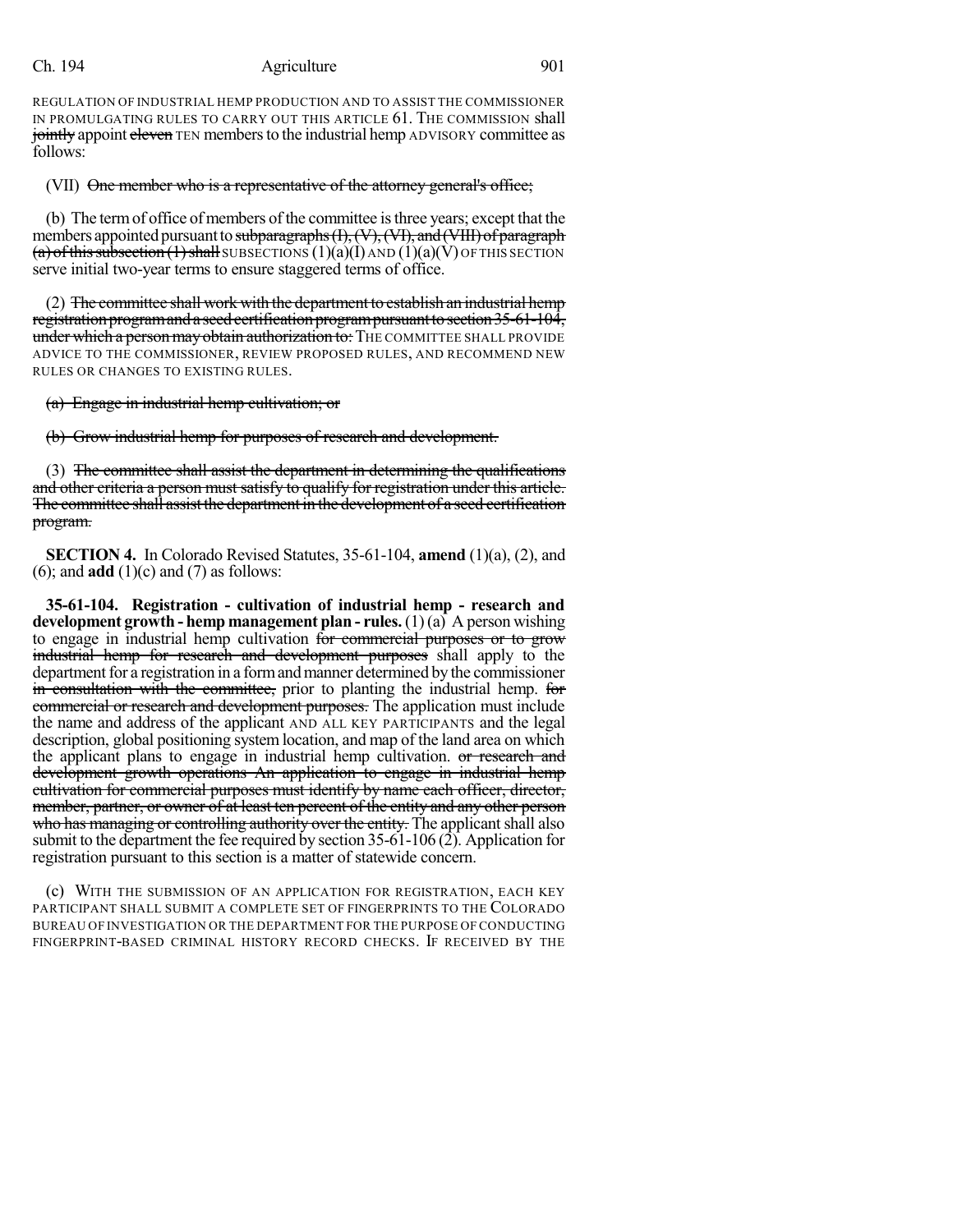REGULATION OF INDUSTRIAL HEMP PRODUCTION AND TO ASSIST THE COMMISSIONER IN PROMULGATING RULES TO CARRY OUT THIS ARTICLE 61. THE COMMISSION shall ~~jointly~~ appoint ~~eleven~~ TEN members to the industrial hemp ADVISORY committee as follows:

(VII) ~~One member who is a representative of the attorney general's office;~~

(b) The term of office of members of the committee is three years; except that the members appointed pursuant to ~~subparagraphs (I), (V), (VI), and (VIII) of paragraph (a) of this subsection (1) shall~~ SUBSECTIONS (1)(a)(I) AND (1)(a)(V) OF THIS SECTION serve initial two-year terms to ensure staggered terms of office.

(2) ~~The committee shall work with the department to establish an industrial hemp registration program and a seed certification program pursuant to section 35-61-104, under which a person may obtain authorization to:~~ THE COMMITTEE SHALL PROVIDE ADVICE TO THE COMMISSIONER, REVIEW PROPOSED RULES, AND RECOMMEND NEW RULES OR CHANGES TO EXISTING RULES.

~~(a) Engage in industrial hemp cultivation; or~~

~~(b) Grow industrial hemp for purposes of research and development.~~

(3) ~~The committee shall assist the department in determining the qualifications and other criteria a person must satisfy to qualify for registration under this article. The committee shall assist the department in the development of a seed certification program.~~

**SECTION 4.** In Colorado Revised Statutes, 35-61-104, **amend** (1)(a), (2), and (6); and **add** (1)(c) and (7) as follows:

**35-61-104. Registration - cultivation of industrial hemp - research and development growth - hemp management plan - rules.** (1) (a) A person wishing to engage in industrial hemp cultivation ~~for commercial purposes or to grow industrial hemp for research and development purposes~~ shall apply to the department for a registration in a form and manner determined by the commissioner ~~in consultation with the committee,~~ prior to planting the industrial hemp. ~~for commercial or research and development purposes.~~ The application must include the name and address of the applicant AND ALL KEY PARTICIPANTS and the legal description, global positioning system location, and map of the land area on which the applicant plans to engage in industrial hemp cultivation. ~~or research and development growth operations An application to engage in industrial hemp cultivation for commercial purposes must identify by name each officer, director, member, partner, or owner of at least ten percent of the entity and any other person who has managing or controlling authority over the entity.~~ The applicant shall also submit to the department the fee required by section 35-61-106 (2). Application for registration pursuant to this section is a matter of statewide concern.

(c) WITH THE SUBMISSION OF AN APPLICATION FOR REGISTRATION, EACH KEY PARTICIPANT SHALL SUBMIT A COMPLETE SET OF FINGERPRINTS TO THE COLORADO BUREAU OF INVESTIGATION OR THE DEPARTMENT FOR THE PURPOSE OF CONDUCTING FINGERPRINT-BASED CRIMINAL HISTORY RECORD CHECKS. IF RECEIVED BY THE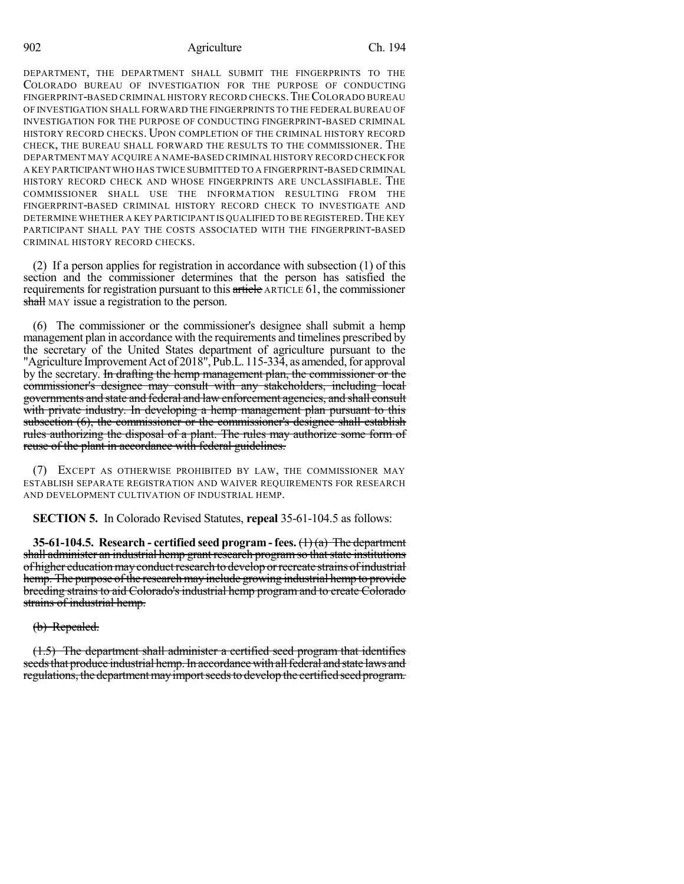DEPARTMENT, THE DEPARTMENT SHALL SUBMIT THE FINGERPRINTS TO THE COLORADO BUREAU OF INVESTIGATION FOR THE PURPOSE OF CONDUCTING FINGERPRINT-BASED CRIMINAL HISTORY RECORD CHECKS. THE COLORADO BUREAU OF INVESTIGATION SHALL FORWARD THE FINGERPRINTS TO THE FEDERAL BUREAU OF INVESTIGATION FOR THE PURPOSE OF CONDUCTING FINGERPRINT-BASED CRIMINAL HISTORY RECORD CHECKS. UPON COMPLETION OF THE CRIMINAL HISTORY RECORD CHECK, THE BUREAU SHALL FORWARD THE RESULTS TO THE COMMISSIONER. THE DEPARTMENT MAY ACQUIRE A NAME-BASED CRIMINAL HISTORY RECORD CHECK FOR A KEY PARTICIPANT WHO HAS TWICE SUBMITTED TO A FINGERPRINT-BASED CRIMINAL HISTORY RECORD CHECK AND WHOSE FINGERPRINTS ARE UNCLASSIFIABLE. THE COMMISSIONER SHALL USE THE INFORMATION RESULTING FROM THE FINGERPRINT-BASED CRIMINAL HISTORY RECORD CHECK TO INVESTIGATE AND DETERMINE WHETHER A KEY PARTICIPANT IS QUALIFIED TO BE REGISTERED. THE KEY PARTICIPANT SHALL PAY THE COSTS ASSOCIATED WITH THE FINGERPRINT-BASED CRIMINAL HISTORY RECORD CHECKS.

(2) If a person applies for registration in accordance with subsection (1) of this section and the commissioner determines that the person has satisfied the requirements for registration pursuant to this ~~article~~ ARTICLE 61, the commissioner ~~shall~~ MAY issue a registration to the person.

(6) The commissioner or the commissioner's designee shall submit a hemp management plan in accordance with the requirements and timelines prescribed by the secretary of the United States department of agriculture pursuant to the "Agriculture Improvement Act of 2018", Pub.L. 115-334, as amended, for approval by the secretary. ~~In drafting the hemp management plan, the commissioner or the commissioner's designee may consult with any stakeholders, including local governments and state and federal and law enforcement agencies, and shall consult with private industry. In developing a hemp management plan pursuant to this subsection (6), the commissioner or the commissioner's designee shall establish rules authorizing the disposal of a plant. The rules may authorize some form of reuse of the plant in accordance with federal guidelines.~~

(7) EXCEPT AS OTHERWISE PROHIBITED BY LAW, THE COMMISSIONER MAY ESTABLISH SEPARATE REGISTRATION AND WAIVER REQUIREMENTS FOR RESEARCH AND DEVELOPMENT CULTIVATION OF INDUSTRIAL HEMP.

**SECTION 5.** In Colorado Revised Statutes, **repeal** 35-61-104.5 as follows:

**35-61-104.5. Research - certified seed program - fees.** ~~(1) (a) The department shall administer an industrial hemp grant research program so that state institutions of higher education may conduct research to develop or recreate strains of industrial hemp. The purpose of the research may include growing industrial hemp to provide breeding strains to aid Colorado's industrial hemp program and to create Colorado strains of industrial hemp.~~

~~(b) Repealed.~~

~~(1.5) The department shall administer a certified seed program that identifies seeds that produce industrial hemp. In accordance with all federal and state laws and regulations, the department may import seeds to develop the certified seed program.~~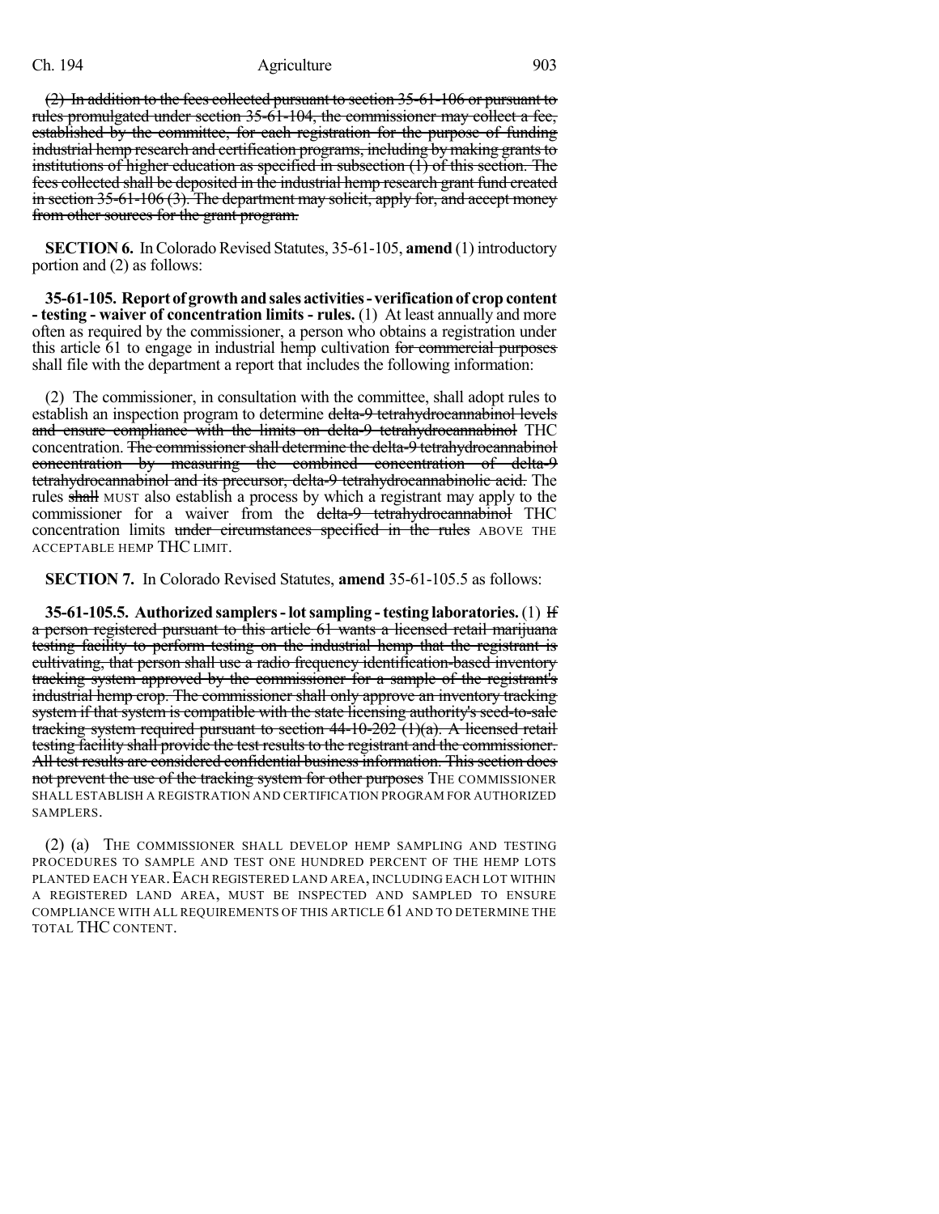(2) ~~In addition to the fees collected pursuant to section 35-61-106 or pursuant to rules promulgated under section 35-61-104, the commissioner may collect a fee, established by the committee, for each registration for the purpose of funding industrial hemp research and certification programs, including by making grants to institutions of higher education as specified in subsection (1) of this section. The fees collected shall be deposited in the industrial hemp research grant fund created in section 35-61-106 (3). The department may solicit, apply for, and accept money from other sources for the grant program.~~

**SECTION 6.** In Colorado Revised Statutes, 35-61-105, **amend** (1) introductory portion and (2) as follows:

**35-61-105. Report of growth and sales activities - verification of crop content - testing - waiver of concentration limits - rules.** (1) At least annually and more often as required by the commissioner, a person who obtains a registration under this article 61 to engage in industrial hemp cultivation ~~for commercial purposes~~ shall file with the department a report that includes the following information:

(2) The commissioner, in consultation with the committee, shall adopt rules to establish an inspection program to determine ~~delta-9 tetrahydrocannabinol levels and ensure compliance with the limits on delta-9 tetrahydrocannabinol~~ THC concentration. ~~The commissioner shall determine the delta-9 tetrahydrocannabinol concentration by measuring the combined concentration of delta-9 tetrahydrocannabinol and its precursor, delta-9 tetrahydrocannabinolic acid.~~ The rules ~~shall~~ MUST also establish a process by which a registrant may apply to the commissioner for a waiver from the ~~delta-9 tetrahydrocannabinol~~ THC concentration limits ~~under circumstances specified in the rules~~ ABOVE THE ACCEPTABLE HEMP THC LIMIT.

**SECTION 7.** In Colorado Revised Statutes, **amend** 35-61-105.5 as follows:

**35-61-105.5. Authorized samplers - lot sampling - testing laboratories.** (1) ~~If a person registered pursuant to this article 61 wants a licensed retail marijuana testing facility to perform testing on the industrial hemp that the registrant is cultivating, that person shall use a radio frequency identification-based inventory tracking system approved by the commissioner for a sample of the registrant's industrial hemp crop. The commissioner shall only approve an inventory tracking system if that system is compatible with the state licensing authority's seed-to-sale tracking system required pursuant to section 44-10-202 (1)(a). A licensed retail testing facility shall provide the test results to the registrant and the commissioner. All test results are considered confidential business information. This section does not prevent the use of the tracking system for other purposes~~ THE COMMISSIONER SHALL ESTABLISH A REGISTRATION AND CERTIFICATION PROGRAM FOR AUTHORIZED SAMPLERS.

(2) (a) THE COMMISSIONER SHALL DEVELOP HEMP SAMPLING AND TESTING PROCEDURES TO SAMPLE AND TEST ONE HUNDRED PERCENT OF THE HEMP LOTS PLANTED EACH YEAR. EACH REGISTERED LAND AREA, INCLUDING EACH LOT WITHIN A REGISTERED LAND AREA, MUST BE INSPECTED AND SAMPLED TO ENSURE COMPLIANCE WITH ALL REQUIREMENTS OF THIS ARTICLE 61 AND TO DETERMINE THE TOTAL THC CONTENT.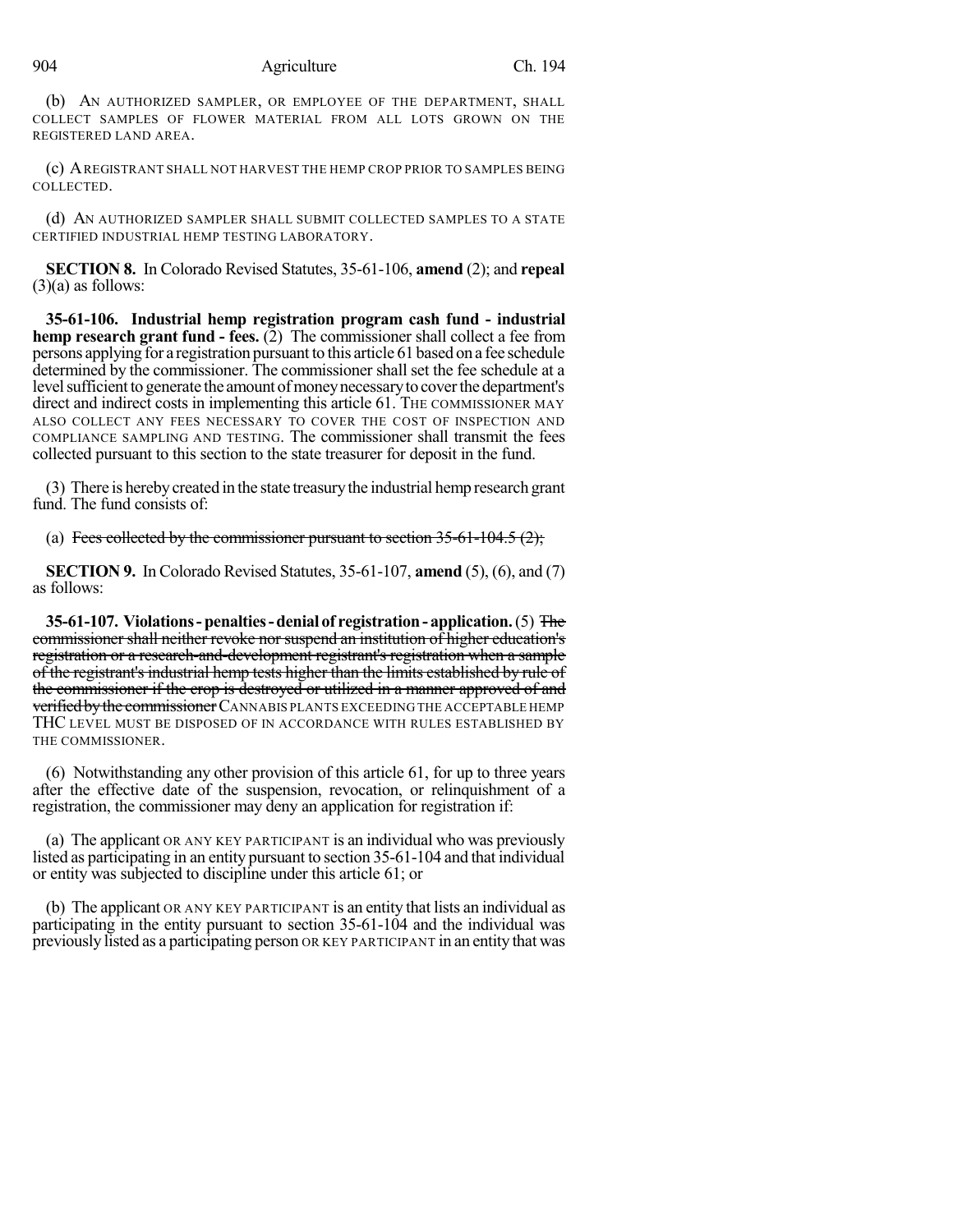(b) AN AUTHORIZED SAMPLER, OR EMPLOYEE OF THE DEPARTMENT, SHALL COLLECT SAMPLES OF FLOWER MATERIAL FROM ALL LOTS GROWN ON THE REGISTERED LAND AREA.

(c) A REGISTRANT SHALL NOT HARVEST THE HEMP CROP PRIOR TO SAMPLES BEING COLLECTED.

(d) AN AUTHORIZED SAMPLER SHALL SUBMIT COLLECTED SAMPLES TO A STATE CERTIFIED INDUSTRIAL HEMP TESTING LABORATORY.

**SECTION 8.** In Colorado Revised Statutes, 35-61-106, **amend** (2); and **repeal** (3)(a) as follows:

**35-61-106. Industrial hemp registration program cash fund - industrial hemp research grant fund - fees.** (2) The commissioner shall collect a fee from persons applying for a registration pursuant to this article 61 based on a fee schedule determined by the commissioner. The commissioner shall set the fee schedule at a level sufficient to generate the amount of money necessary to cover the department's direct and indirect costs in implementing this article 61. THE COMMISSIONER MAY ALSO COLLECT ANY FEES NECESSARY TO COVER THE COST OF INSPECTION AND COMPLIANCE SAMPLING AND TESTING. The commissioner shall transmit the fees collected pursuant to this section to the state treasurer for deposit in the fund.

(3) There is hereby created in the state treasury the industrial hemp research grant fund. The fund consists of:

(a) ~~Fees collected by the commissioner pursuant to section 35-61-104.5 (2);~~

**SECTION 9.** In Colorado Revised Statutes, 35-61-107, **amend** (5), (6), and (7) as follows:

**35-61-107. Violations - penalties - denial of registration - application.** (5) ~~The commissioner shall neither revoke nor suspend an institution of higher education's registration or a research-and-development registrant's registration when a sample of the registrant's industrial hemp tests higher than the limits established by rule of the commissioner if the crop is destroyed or utilized in a manner approved of and verified by the commissioner~~ CANNABIS PLANTS EXCEEDING THE ACCEPTABLE HEMP THC LEVEL MUST BE DISPOSED OF IN ACCORDANCE WITH RULES ESTABLISHED BY THE COMMISSIONER.

(6) Notwithstanding any other provision of this article 61, for up to three years after the effective date of the suspension, revocation, or relinquishment of a registration, the commissioner may deny an application for registration if:

(a) The applicant OR ANY KEY PARTICIPANT is an individual who was previously listed as participating in an entity pursuant to section 35-61-104 and that individual or entity was subjected to discipline under this article 61; or

(b) The applicant OR ANY KEY PARTICIPANT is an entity that lists an individual as participating in the entity pursuant to section 35-61-104 and the individual was previously listed as a participating person OR KEY PARTICIPANT in an entity that was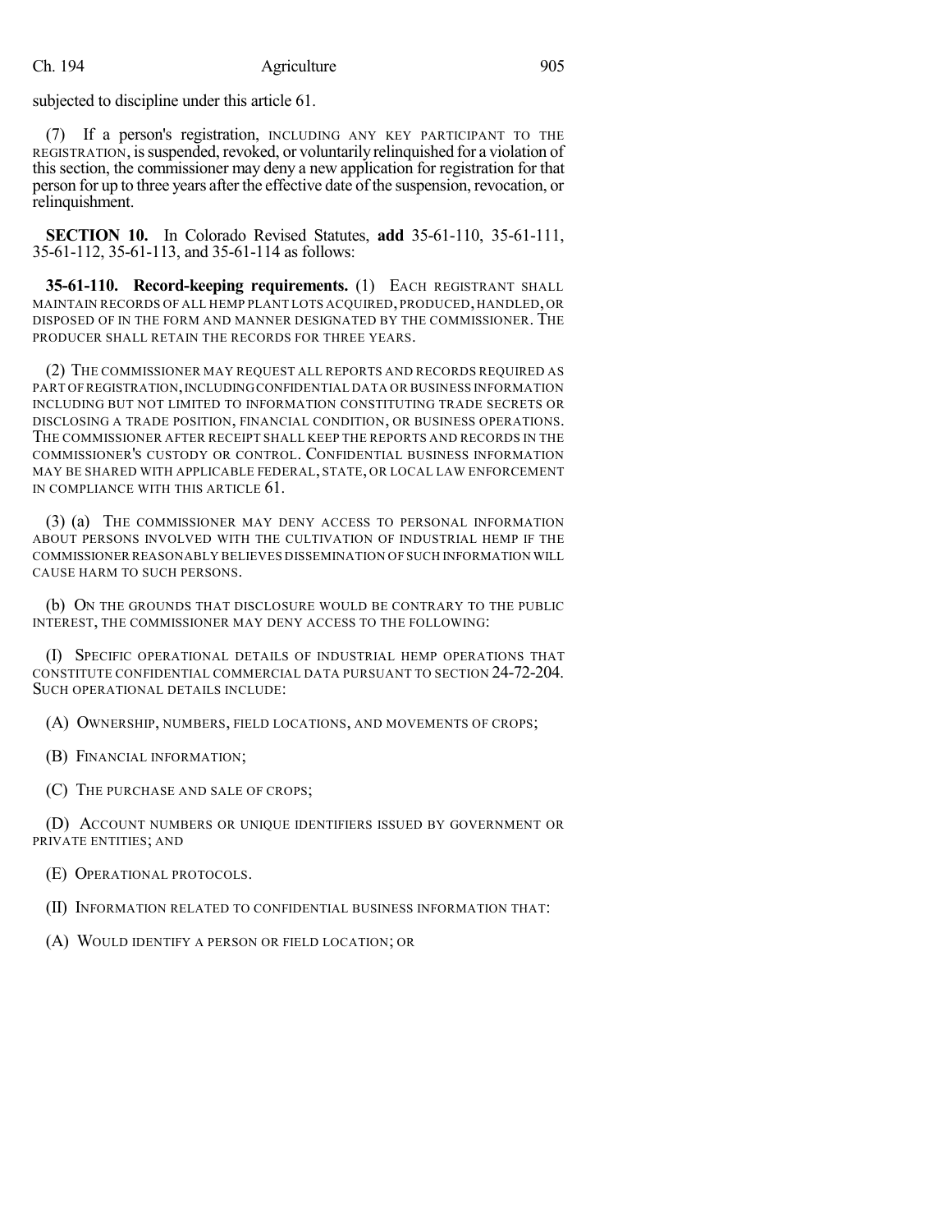subjected to discipline under this article 61.

(7) If a person's registration, INCLUDING ANY KEY PARTICIPANT TO THE REGISTRATION, is suspended, revoked, or voluntarily relinquished for a violation of this section, the commissioner may deny a new application for registration for that person for up to three years after the effective date of the suspension, revocation, or relinquishment.

**SECTION 10.** In Colorado Revised Statutes, **add** 35-61-110, 35-61-111, 35-61-112, 35-61-113, and 35-61-114 as follows:

**35-61-110. Record-keeping requirements.** (1) EACH REGISTRANT SHALL MAINTAIN RECORDS OF ALL HEMP PLANT LOTS ACQUIRED, PRODUCED, HANDLED, OR DISPOSED OF IN THE FORM AND MANNER DESIGNATED BY THE COMMISSIONER. THE PRODUCER SHALL RETAIN THE RECORDS FOR THREE YEARS.

(2) THE COMMISSIONER MAY REQUEST ALL REPORTS AND RECORDS REQUIRED AS PART OF REGISTRATION, INCLUDING CONFIDENTIAL DATA OR BUSINESS INFORMATION INCLUDING BUT NOT LIMITED TO INFORMATION CONSTITUTING TRADE SECRETS OR DISCLOSING A TRADE POSITION, FINANCIAL CONDITION, OR BUSINESS OPERATIONS. THE COMMISSIONER AFTER RECEIPT SHALL KEEP THE REPORTS AND RECORDS IN THE COMMISSIONER'S CUSTODY OR CONTROL. CONFIDENTIAL BUSINESS INFORMATION MAY BE SHARED WITH APPLICABLE FEDERAL, STATE, OR LOCAL LAW ENFORCEMENT IN COMPLIANCE WITH THIS ARTICLE 61.

(3) (a) THE COMMISSIONER MAY DENY ACCESS TO PERSONAL INFORMATION ABOUT PERSONS INVOLVED WITH THE CULTIVATION OF INDUSTRIAL HEMP IF THE COMMISSIONER REASONABLY BELIEVES DISSEMINATION OF SUCH INFORMATION WILL CAUSE HARM TO SUCH PERSONS.

(b) ON THE GROUNDS THAT DISCLOSURE WOULD BE CONTRARY TO THE PUBLIC INTEREST, THE COMMISSIONER MAY DENY ACCESS TO THE FOLLOWING:

(I) SPECIFIC OPERATIONAL DETAILS OF INDUSTRIAL HEMP OPERATIONS THAT CONSTITUTE CONFIDENTIAL COMMERCIAL DATA PURSUANT TO SECTION 24-72-204. SUCH OPERATIONAL DETAILS INCLUDE:

(A) OWNERSHIP, NUMBERS, FIELD LOCATIONS, AND MOVEMENTS OF CROPS;

(B) FINANCIAL INFORMATION;

(C) THE PURCHASE AND SALE OF CROPS;

(D) ACCOUNT NUMBERS OR UNIQUE IDENTIFIERS ISSUED BY GOVERNMENT OR PRIVATE ENTITIES; AND

(E) OPERATIONAL PROTOCOLS.

(II) INFORMATION RELATED TO CONFIDENTIAL BUSINESS INFORMATION THAT:

(A) WOULD IDENTIFY A PERSON OR FIELD LOCATION; OR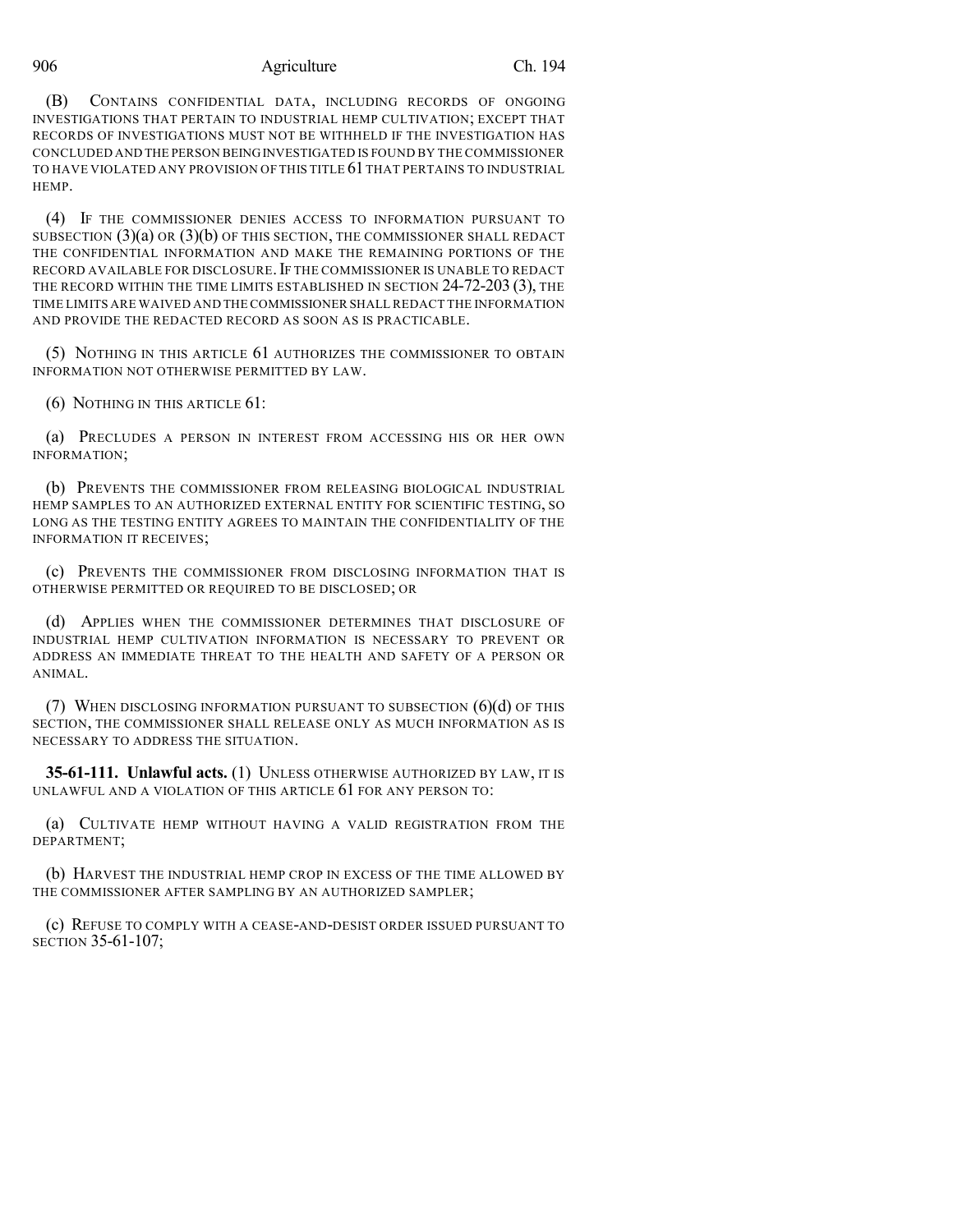(B) CONTAINS CONFIDENTIAL DATA, INCLUDING RECORDS OF ONGOING INVESTIGATIONS THAT PERTAIN TO INDUSTRIAL HEMP CULTIVATION; EXCEPT THAT RECORDS OF INVESTIGATIONS MUST NOT BE WITHHELD IF THE INVESTIGATION HAS CONCLUDED AND THE PERSON BEING INVESTIGATED IS FOUND BY THE COMMISSIONER TO HAVE VIOLATED ANY PROVISION OF THIS TITLE 61 THAT PERTAINS TO INDUSTRIAL HEMP.

(4) IF THE COMMISSIONER DENIES ACCESS TO INFORMATION PURSUANT TO SUBSECTION (3)(a) OR (3)(b) OF THIS SECTION, THE COMMISSIONER SHALL REDACT THE CONFIDENTIAL INFORMATION AND MAKE THE REMAINING PORTIONS OF THE RECORD AVAILABLE FOR DISCLOSURE. IF THE COMMISSIONER IS UNABLE TO REDACT THE RECORD WITHIN THE TIME LIMITS ESTABLISHED IN SECTION 24-72-203 (3), THE TIME LIMITS ARE WAIVED AND THE COMMISSIONER SHALL REDACT THE INFORMATION AND PROVIDE THE REDACTED RECORD AS SOON AS IS PRACTICABLE.

(5) NOTHING IN THIS ARTICLE 61 AUTHORIZES THE COMMISSIONER TO OBTAIN INFORMATION NOT OTHERWISE PERMITTED BY LAW.

(6) NOTHING IN THIS ARTICLE 61:

(a) PRECLUDES A PERSON IN INTEREST FROM ACCESSING HIS OR HER OWN INFORMATION;

(b) PREVENTS THE COMMISSIONER FROM RELEASING BIOLOGICAL INDUSTRIAL HEMP SAMPLES TO AN AUTHORIZED EXTERNAL ENTITY FOR SCIENTIFIC TESTING, SO LONG AS THE TESTING ENTITY AGREES TO MAINTAIN THE CONFIDENTIALITY OF THE INFORMATION IT RECEIVES;

(c) PREVENTS THE COMMISSIONER FROM DISCLOSING INFORMATION THAT IS OTHERWISE PERMITTED OR REQUIRED TO BE DISCLOSED; OR

(d) APPLIES WHEN THE COMMISSIONER DETERMINES THAT DISCLOSURE OF INDUSTRIAL HEMP CULTIVATION INFORMATION IS NECESSARY TO PREVENT OR ADDRESS AN IMMEDIATE THREAT TO THE HEALTH AND SAFETY OF A PERSON OR ANIMAL.

(7) WHEN DISCLOSING INFORMATION PURSUANT TO SUBSECTION (6)(d) OF THIS SECTION, THE COMMISSIONER SHALL RELEASE ONLY AS MUCH INFORMATION AS IS NECESSARY TO ADDRESS THE SITUATION.

**35-61-111. Unlawful acts.** (1) UNLESS OTHERWISE AUTHORIZED BY LAW, IT IS UNLAWFUL AND A VIOLATION OF THIS ARTICLE 61 FOR ANY PERSON TO:

(a) CULTIVATE HEMP WITHOUT HAVING A VALID REGISTRATION FROM THE DEPARTMENT;

(b) HARVEST THE INDUSTRIAL HEMP CROP IN EXCESS OF THE TIME ALLOWED BY THE COMMISSIONER AFTER SAMPLING BY AN AUTHORIZED SAMPLER;

(c) REFUSE TO COMPLY WITH A CEASE-AND-DESIST ORDER ISSUED PURSUANT TO SECTION 35-61-107;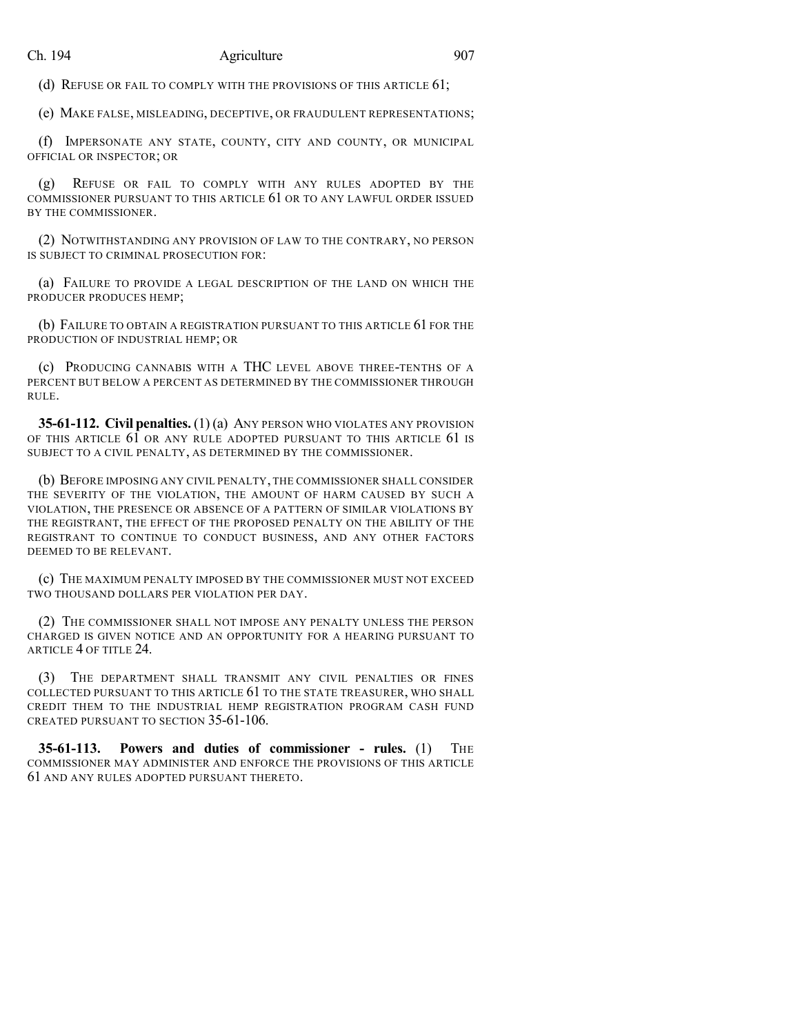(d) REFUSE OR FAIL TO COMPLY WITH THE PROVISIONS OF THIS ARTICLE 61;

(e) MAKE FALSE, MISLEADING, DECEPTIVE, OR FRAUDULENT REPRESENTATIONS;

(f) IMPERSONATE ANY STATE, COUNTY, CITY AND COUNTY, OR MUNICIPAL OFFICIAL OR INSPECTOR; OR

(g) REFUSE OR FAIL TO COMPLY WITH ANY RULES ADOPTED BY THE COMMISSIONER PURSUANT TO THIS ARTICLE 61 OR TO ANY LAWFUL ORDER ISSUED BY THE COMMISSIONER.

(2) NOTWITHSTANDING ANY PROVISION OF LAW TO THE CONTRARY, NO PERSON IS SUBJECT TO CRIMINAL PROSECUTION FOR:

(a) FAILURE TO PROVIDE A LEGAL DESCRIPTION OF THE LAND ON WHICH THE PRODUCER PRODUCES HEMP;

(b) FAILURE TO OBTAIN A REGISTRATION PURSUANT TO THIS ARTICLE 61 FOR THE PRODUCTION OF INDUSTRIAL HEMP; OR

(c) PRODUCING CANNABIS WITH A THC LEVEL ABOVE THREE-TENTHS OF A PERCENT BUT BELOW A PERCENT AS DETERMINED BY THE COMMISSIONER THROUGH RULE.

**35-61-112. Civil penalties.** (1) (a) ANY PERSON WHO VIOLATES ANY PROVISION OF THIS ARTICLE 61 OR ANY RULE ADOPTED PURSUANT TO THIS ARTICLE 61 IS SUBJECT TO A CIVIL PENALTY, AS DETERMINED BY THE COMMISSIONER.

(b) BEFORE IMPOSING ANY CIVIL PENALTY, THE COMMISSIONER SHALL CONSIDER THE SEVERITY OF THE VIOLATION, THE AMOUNT OF HARM CAUSED BY SUCH A VIOLATION, THE PRESENCE OR ABSENCE OF A PATTERN OF SIMILAR VIOLATIONS BY THE REGISTRANT, THE EFFECT OF THE PROPOSED PENALTY ON THE ABILITY OF THE REGISTRANT TO CONTINUE TO CONDUCT BUSINESS, AND ANY OTHER FACTORS DEEMED TO BE RELEVANT.

(c) THE MAXIMUM PENALTY IMPOSED BY THE COMMISSIONER MUST NOT EXCEED TWO THOUSAND DOLLARS PER VIOLATION PER DAY.

(2) THE COMMISSIONER SHALL NOT IMPOSE ANY PENALTY UNLESS THE PERSON CHARGED IS GIVEN NOTICE AND AN OPPORTUNITY FOR A HEARING PURSUANT TO ARTICLE 4 OF TITLE 24.

(3) THE DEPARTMENT SHALL TRANSMIT ANY CIVIL PENALTIES OR FINES COLLECTED PURSUANT TO THIS ARTICLE 61 TO THE STATE TREASURER, WHO SHALL CREDIT THEM TO THE INDUSTRIAL HEMP REGISTRATION PROGRAM CASH FUND CREATED PURSUANT TO SECTION 35-61-106.

**35-61-113. Powers and duties of commissioner - rules.** (1) THE COMMISSIONER MAY ADMINISTER AND ENFORCE THE PROVISIONS OF THIS ARTICLE 61 AND ANY RULES ADOPTED PURSUANT THERETO.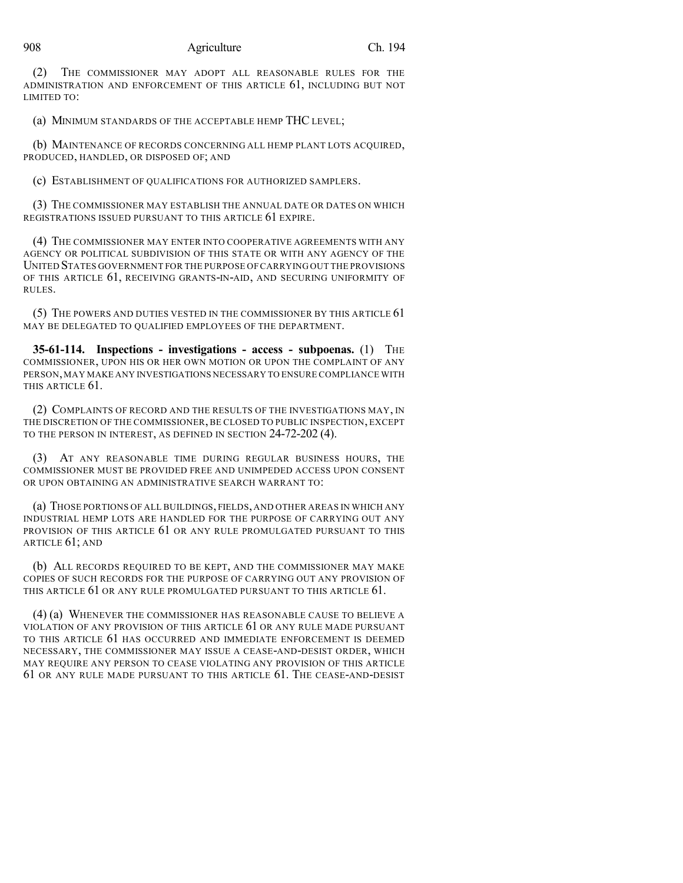(2) THE COMMISSIONER MAY ADOPT ALL REASONABLE RULES FOR THE ADMINISTRATION AND ENFORCEMENT OF THIS ARTICLE 61, INCLUDING BUT NOT LIMITED TO:

(a) MINIMUM STANDARDS OF THE ACCEPTABLE HEMP THC LEVEL;

(b) MAINTENANCE OF RECORDS CONCERNING ALL HEMP PLANT LOTS ACQUIRED, PRODUCED, HANDLED, OR DISPOSED OF; AND

(c) ESTABLISHMENT OF QUALIFICATIONS FOR AUTHORIZED SAMPLERS.

(3) THE COMMISSIONER MAY ESTABLISH THE ANNUAL DATE OR DATES ON WHICH REGISTRATIONS ISSUED PURSUANT TO THIS ARTICLE 61 EXPIRE.

(4) THE COMMISSIONER MAY ENTER INTO COOPERATIVE AGREEMENTS WITH ANY AGENCY OR POLITICAL SUBDIVISION OF THIS STATE OR WITH ANY AGENCY OF THE UNITED STATES GOVERNMENT FOR THE PURPOSE OF CARRYING OUT THE PROVISIONS OF THIS ARTICLE 61, RECEIVING GRANTS-IN-AID, AND SECURING UNIFORMITY OF RULES.

(5) THE POWERS AND DUTIES VESTED IN THE COMMISSIONER BY THIS ARTICLE 61 MAY BE DELEGATED TO QUALIFIED EMPLOYEES OF THE DEPARTMENT.

**35-61-114. Inspections - investigations - access - subpoenas.** (1) THE COMMISSIONER, UPON HIS OR HER OWN MOTION OR UPON THE COMPLAINT OF ANY PERSON, MAY MAKE ANY INVESTIGATIONS NECESSARY TO ENSURE COMPLIANCE WITH THIS ARTICLE 61.

(2) COMPLAINTS OF RECORD AND THE RESULTS OF THE INVESTIGATIONS MAY, IN THE DISCRETION OF THE COMMISSIONER, BE CLOSED TO PUBLIC INSPECTION, EXCEPT TO THE PERSON IN INTEREST, AS DEFINED IN SECTION 24-72-202 (4).

(3) AT ANY REASONABLE TIME DURING REGULAR BUSINESS HOURS, THE COMMISSIONER MUST BE PROVIDED FREE AND UNIMPEDED ACCESS UPON CONSENT OR UPON OBTAINING AN ADMINISTRATIVE SEARCH WARRANT TO:

(a) THOSE PORTIONS OF ALL BUILDINGS, FIELDS, AND OTHER AREAS IN WHICH ANY INDUSTRIAL HEMP LOTS ARE HANDLED FOR THE PURPOSE OF CARRYING OUT ANY PROVISION OF THIS ARTICLE 61 OR ANY RULE PROMULGATED PURSUANT TO THIS ARTICLE 61; AND

(b) ALL RECORDS REQUIRED TO BE KEPT, AND THE COMMISSIONER MAY MAKE COPIES OF SUCH RECORDS FOR THE PURPOSE OF CARRYING OUT ANY PROVISION OF THIS ARTICLE 61 OR ANY RULE PROMULGATED PURSUANT TO THIS ARTICLE 61.

(4) (a) WHENEVER THE COMMISSIONER HAS REASONABLE CAUSE TO BELIEVE A VIOLATION OF ANY PROVISION OF THIS ARTICLE 61 OR ANY RULE MADE PURSUANT TO THIS ARTICLE 61 HAS OCCURRED AND IMMEDIATE ENFORCEMENT IS DEEMED NECESSARY, THE COMMISSIONER MAY ISSUE A CEASE-AND-DESIST ORDER, WHICH MAY REQUIRE ANY PERSON TO CEASE VIOLATING ANY PROVISION OF THIS ARTICLE 61 OR ANY RULE MADE PURSUANT TO THIS ARTICLE 61. THE CEASE-AND-DESIST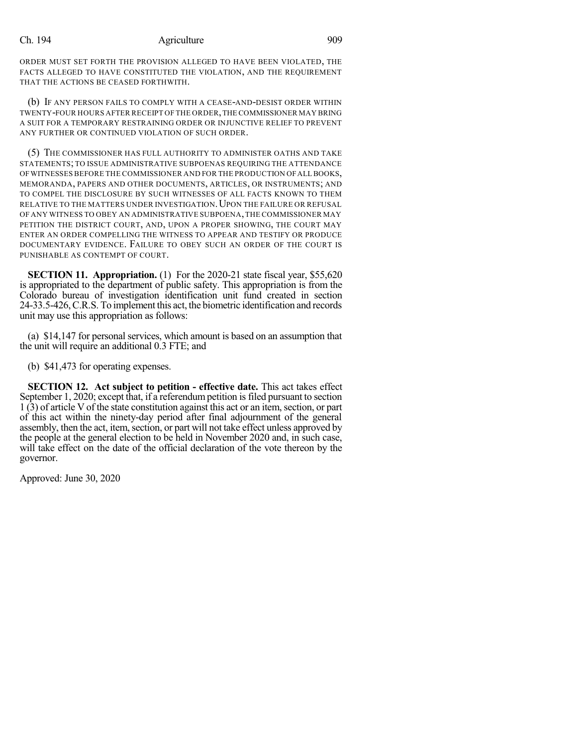ORDER MUST SET FORTH THE PROVISION ALLEGED TO HAVE BEEN VIOLATED, THE FACTS ALLEGED TO HAVE CONSTITUTED THE VIOLATION, AND THE REQUIREMENT THAT THE ACTIONS BE CEASED FORTHWITH.

(b) IF ANY PERSON FAILS TO COMPLY WITH A CEASE-AND-DESIST ORDER WITHIN TWENTY-FOUR HOURS AFTER RECEIPT OF THE ORDER, THE COMMISSIONER MAY BRING A SUIT FOR A TEMPORARY RESTRAINING ORDER OR INJUNCTIVE RELIEF TO PREVENT ANY FURTHER OR CONTINUED VIOLATION OF SUCH ORDER.

(5) THE COMMISSIONER HAS FULL AUTHORITY TO ADMINISTER OATHS AND TAKE STATEMENTS; TO ISSUE ADMINISTRATIVE SUBPOENAS REQUIRING THE ATTENDANCE OF WITNESSES BEFORE THE COMMISSIONER AND FOR THE PRODUCTION OF ALL BOOKS, MEMORANDA, PAPERS AND OTHER DOCUMENTS, ARTICLES, OR INSTRUMENTS; AND TO COMPEL THE DISCLOSURE BY SUCH WITNESSES OF ALL FACTS KNOWN TO THEM RELATIVE TO THE MATTERS UNDER INVESTIGATION. UPON THE FAILURE OR REFUSAL OF ANY WITNESS TO OBEY AN ADMINISTRATIVE SUBPOENA, THE COMMISSIONER MAY PETITION THE DISTRICT COURT, AND, UPON A PROPER SHOWING, THE COURT MAY ENTER AN ORDER COMPELLING THE WITNESS TO APPEAR AND TESTIFY OR PRODUCE DOCUMENTARY EVIDENCE. FAILURE TO OBEY SUCH AN ORDER OF THE COURT IS PUNISHABLE AS CONTEMPT OF COURT.

**SECTION 11. Appropriation.** (1) For the 2020-21 state fiscal year, $55,620 is appropriated to the department of public safety. This appropriation is from the Colorado bureau of investigation identification unit fund created in section 24-33.5-426, C.R.S. To implement this act, the biometric identification and records unit may use this appropriation as follows:

(a) $14,147 for personal services, which amount is based on an assumption that the unit will require an additional 0.3 FTE; and

(b) $41,473 for operating expenses.

**SECTION 12. Act subject to petition - effective date.** This act takes effect September 1, 2020; except that, if a referendum petition is filed pursuant to section 1 (3) of article V of the state constitution against this act or an item, section, or part of this act within the ninety-day period after final adjournment of the general assembly, then the act, item, section, or part will not take effect unless approved by the people at the general election to be held in November 2020 and, in such case, will take effect on the date of the official declaration of the vote thereon by the governor.

Approved: June 30, 2020